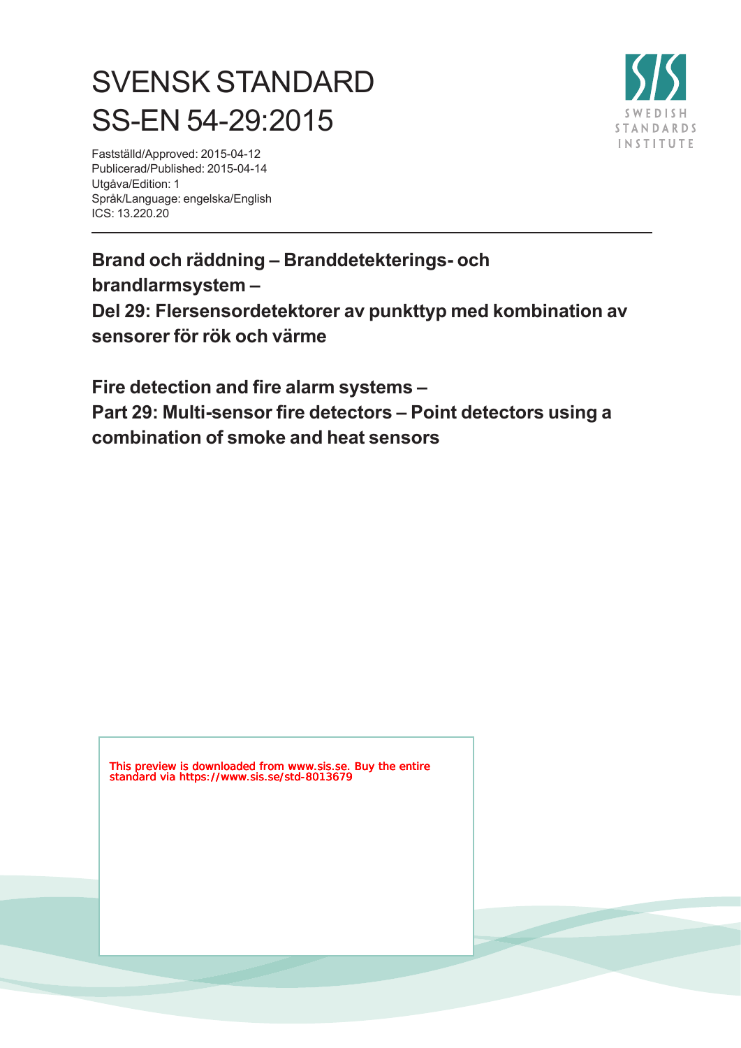# SVENSK STANDARD
# SS-EN 54-29:2015

Fastställd/Approved: 2015-04-12
Publicerad/Published: 2015-04-14
Utgåva/Edition: 1
Språk/Language: engelska/English
ICS: 13.220.20

SWEDISH STANDARDS INSTITUTE

---

**Brand och räddning – Branddetekterings- och brandlarmsystem –**
**Del 29: Flersensordetektorer av punkttyp med kombination av sensorer för rök och värme**

**Fire detection and fire alarm systems –**
**Part 29: Multi-sensor fire detectors – Point detectors using a combination of smoke and heat sensors**

This preview is downloaded from www.sis.se. Buy the entire standard via https://www.sis.se/std-8013679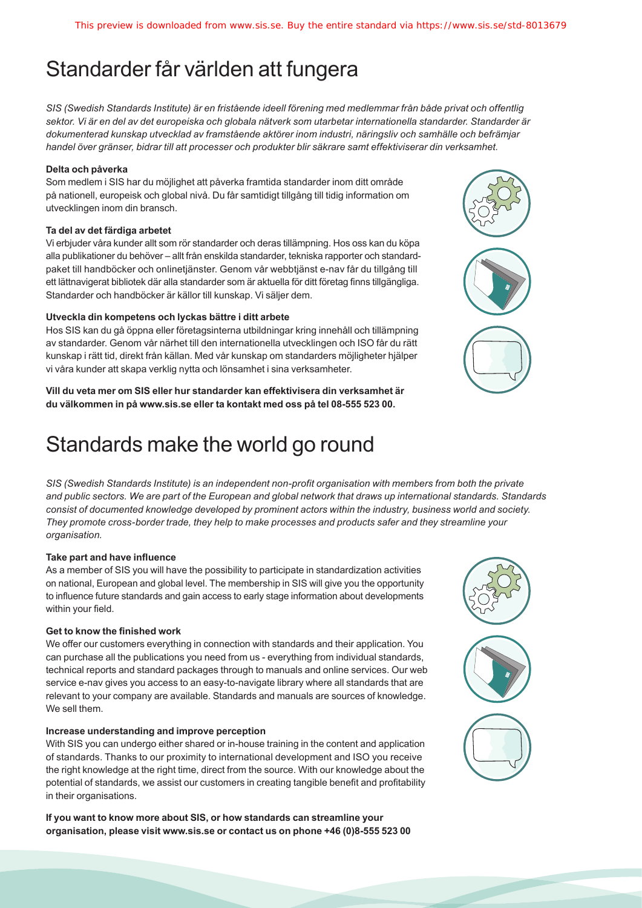# Standarder får världen att fungera

*SIS (Swedish Standards Institute) är en fristående ideell förening med medlemmar från både privat och offentlig sektor. Vi är en del av det europeiska och globala nätverk som utarbetar internationella standarder. Standarder är dokumenterad kunskap utvecklad av framstående aktörer inom industri, näringsliv och samhälle och befrämjar handel över gränser, bidrar till att processer och produkter blir säkrare samt effektiviserar din verksamhet.*

**Delta och påverka**

Som medlem i SIS har du möjlighet att påverka framtida standarder inom ditt område på nationell, europeisk och global nivå. Du får samtidigt tillgång till tidig information om utvecklingen inom din bransch.

**Ta del av det färdiga arbetet**

Vi erbjuder våra kunder allt som rör standarder och deras tillämpning. Hos oss kan du köpa alla publikationer du behöver – allt från enskilda standarder, tekniska rapporter och standardpaket till handböcker och onlinetjänster. Genom vår webbtjänst e-nav får du tillgång till ett lättnavigerat bibliotek där alla standarder som är aktuella för ditt företag finns tillgängliga. Standarder och handböcker är källor till kunskap. Vi säljer dem.

**Utveckla din kompetens och lyckas bättre i ditt arbete**

Hos SIS kan du gå öppna eller företagsinterna utbildningar kring innehåll och tillämpning av standarder. Genom vår närhet till den internationella utvecklingen och ISO får du rätt kunskap i rätt tid, direkt från källan. Med vår kunskap om standarders möjligheter hjälper vi våra kunder att skapa verklig nytta och lönsamhet i sina verksamheter.

**Vill du veta mer om SIS eller hur standarder kan effektivisera din verksamhet är du välkommen in på www.sis.se eller ta kontakt med oss på tel 08-555 523 00.**

# Standards make the world go round

*SIS (Swedish Standards Institute) is an independent non-profit organisation with members from both the private and public sectors. We are part of the European and global network that draws up international standards. Standards consist of documented knowledge developed by prominent actors within the industry, business world and society. They promote cross-border trade, they help to make processes and products safer and they streamline your organisation.*

**Take part and have influence**

As a member of SIS you will have the possibility to participate in standardization activities on national, European and global level. The membership in SIS will give you the opportunity to influence future standards and gain access to early stage information about developments within your field.

**Get to know the finished work**

We offer our customers everything in connection with standards and their application. You can purchase all the publications you need from us - everything from individual standards, technical reports and standard packages through to manuals and online services. Our web service e-nav gives you access to an easy-to-navigate library where all standards that are relevant to your company are available. Standards and manuals are sources of knowledge. We sell them.

**Increase understanding and improve perception**

With SIS you can undergo either shared or in-house training in the content and application of standards. Thanks to our proximity to international development and ISO you receive the right knowledge at the right time, direct from the source. With our knowledge about the potential of standards, we assist our customers in creating tangible benefit and profitability in their organisations.

**If you want to know more about SIS, or how standards can streamline your organisation, please visit www.sis.se or contact us on phone +46 (0)8-555 523 00**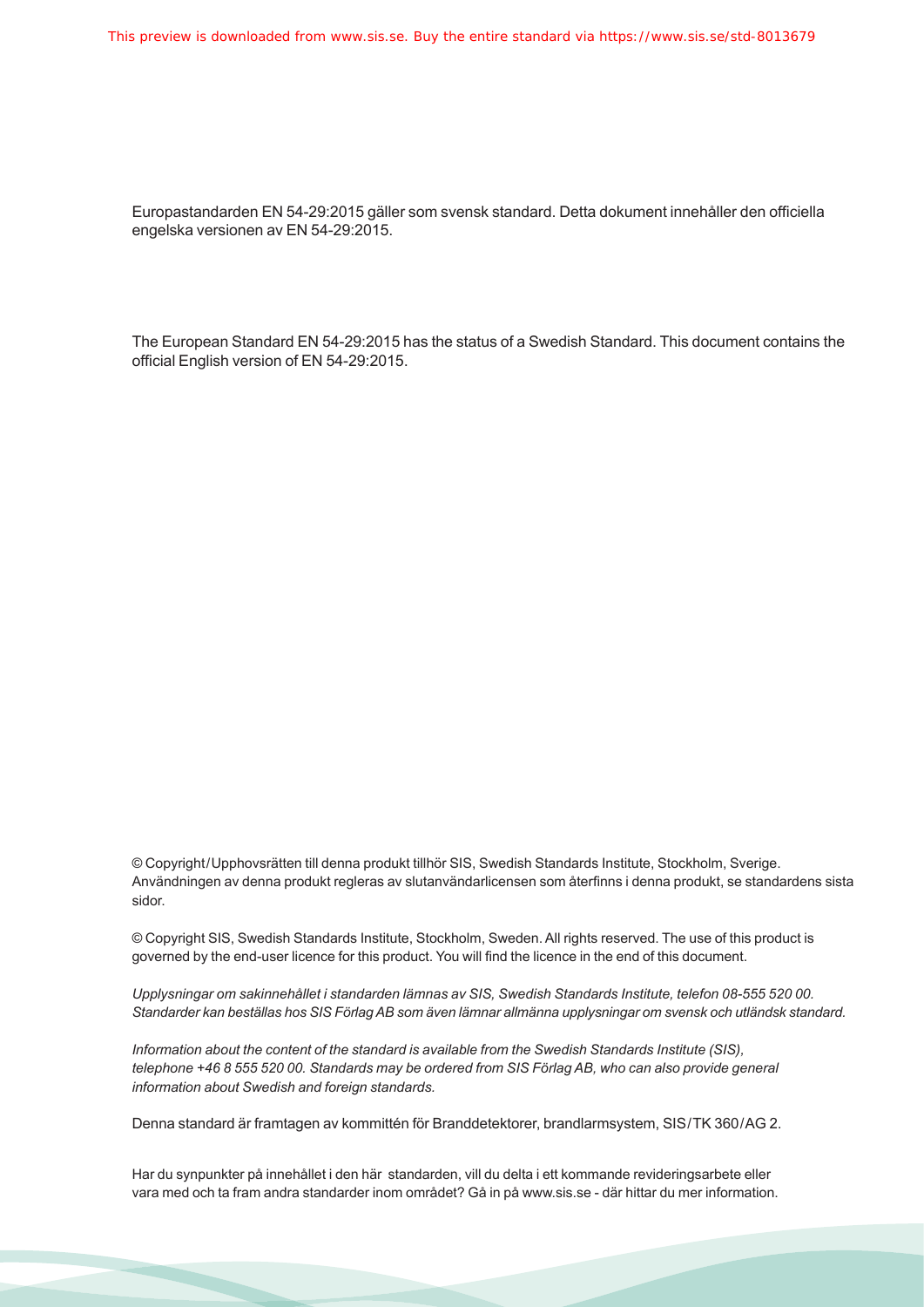Europastandarden EN 54-29:2015 gäller som svensk standard. Detta dokument innehåller den officiella engelska versionen av EN 54-29:2015.

The European Standard EN 54-29:2015 has the status of a Swedish Standard. This document contains the official English version of EN 54-29:2015.

© Copyright/Upphovsrätten till denna produkt tillhör SIS, Swedish Standards Institute, Stockholm, Sverige. Användningen av denna produkt regleras av slutanvändarlicensen som återfinns i denna produkt, se standardens sista sidor.

© Copyright SIS, Swedish Standards Institute, Stockholm, Sweden. All rights reserved. The use of this product is governed by the end-user licence for this product. You will find the licence in the end of this document.

*Upplysningar om sakinnehållet i standarden lämnas av SIS, Swedish Standards Institute, telefon 08-555 520 00. Standarder kan beställas hos SIS Förlag AB som även lämnar allmänna upplysningar om svensk och utländsk standard.*

*Information about the content of the standard is available from the Swedish Standards Institute (SIS), telephone +46 8 555 520 00. Standards may be ordered from SIS Förlag AB, who can also provide general information about Swedish and foreign standards.*

Denna standard är framtagen av kommittén för Branddetektorer, brandlarmsystem, SIS/TK 360/AG 2.

Har du synpunkter på innehållet i den här standarden, vill du delta i ett kommande revideringsarbete eller vara med och ta fram andra standarder inom området? Gå in på www.sis.se - där hittar du mer information.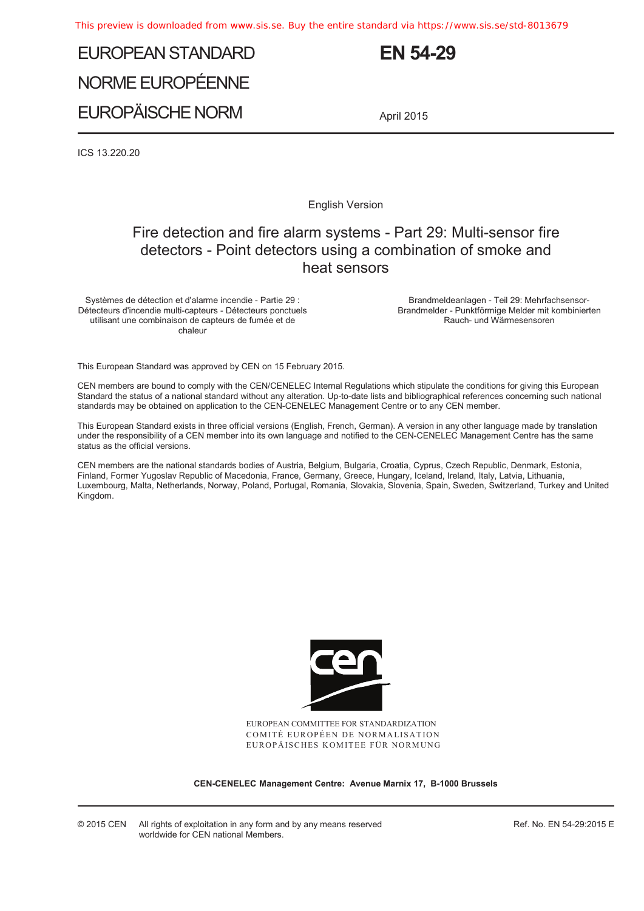# EUROPEAN STANDARD
# NORME EUROPÉENNE
# EUROPÄISCHE NORM

# EN 54-29

April 2015

ICS 13.220.20

English Version

## Fire detection and fire alarm systems - Part 29: Multi-sensor fire detectors - Point detectors using a combination of smoke and heat sensors

Systèmes de détection et d'alarme incendie - Partie 29 : Détecteurs d'incendie multi-capteurs - Détecteurs ponctuels utilisant une combinaison de capteurs de fumée et de chaleur

Brandmeldeanlagen - Teil 29: Mehrfachsensor-Brandmelder - Punktförmige Melder mit kombinierten Rauch- und Wärmesensoren

This European Standard was approved by CEN on 15 February 2015.

CEN members are bound to comply with the CEN/CENELEC Internal Regulations which stipulate the conditions for giving this European Standard the status of a national standard without any alteration. Up-to-date lists and bibliographical references concerning such national standards may be obtained on application to the CEN-CENELEC Management Centre or to any CEN member.

This European Standard exists in three official versions (English, French, German). A version in any other language made by translation under the responsibility of a CEN member into its own language and notified to the CEN-CENELEC Management Centre has the same status as the official versions.

CEN members are the national standards bodies of Austria, Belgium, Bulgaria, Croatia, Cyprus, Czech Republic, Denmark, Estonia, Finland, Former Yugoslav Republic of Macedonia, France, Germany, Greece, Hungary, Iceland, Ireland, Italy, Latvia, Lithuania, Luxembourg, Malta, Netherlands, Norway, Poland, Portugal, Romania, Slovakia, Slovenia, Spain, Sweden, Switzerland, Turkey and United Kingdom.

EUROPEAN COMMITTEE FOR STANDARDIZATION
COMITÉ EUROPÉEN DE NORMALISATION
EUROPÄISCHES KOMITEE FÜR NORMUNG

**CEN-CENELEC Management Centre: Avenue Marnix 17, B-1000 Brussels**

© 2015 CEN All rights of exploitation in any form and by any means reserved worldwide for CEN national Members.

Ref. No. EN 54-29:2015 E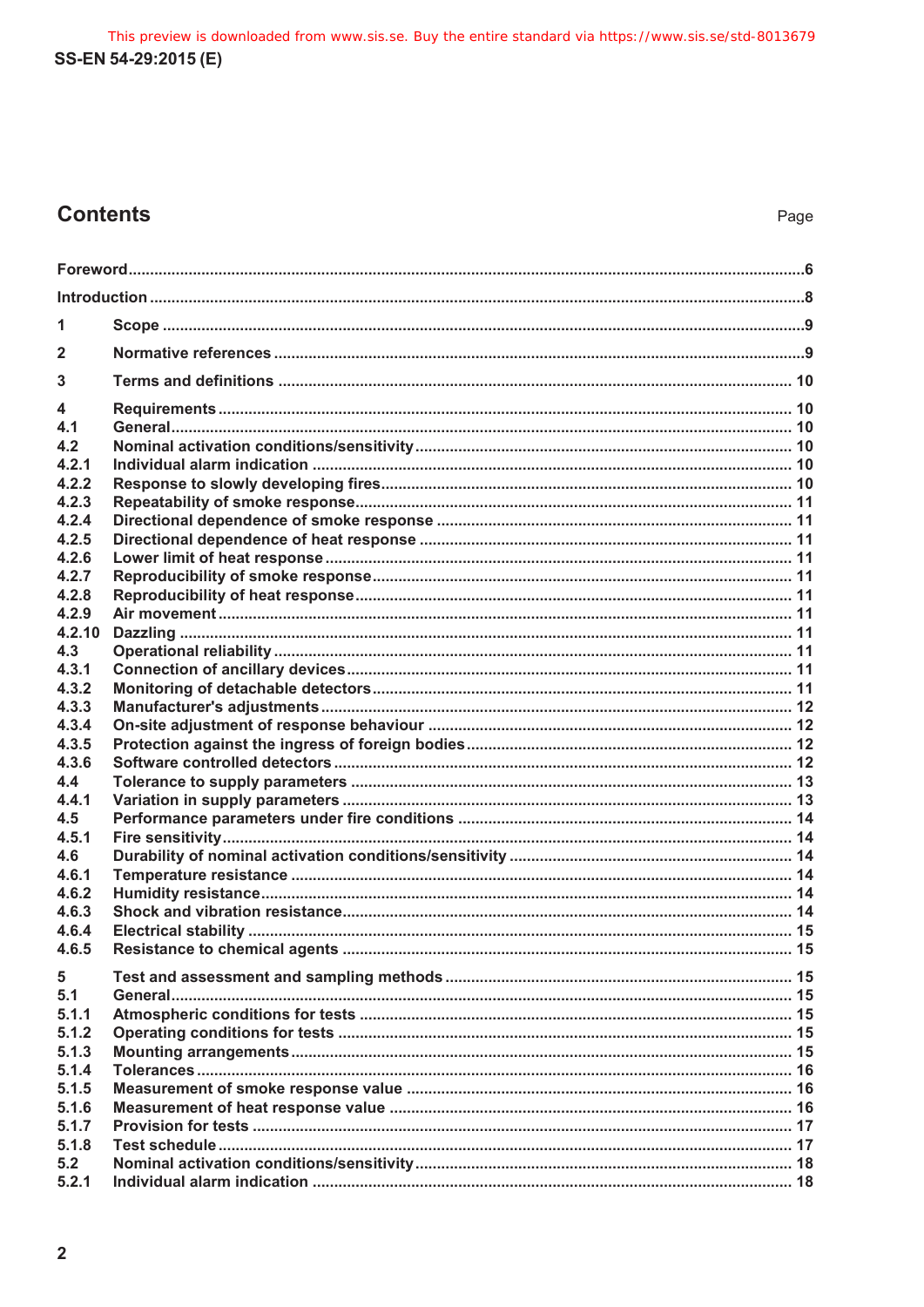## Contents

Page

| | | |
|---|---|---|
| Foreword | | 6 |
| Introduction | | 8 |
| 1 | Scope | 9 |
| 2 | Normative references | 9 |
| 3 | Terms and definitions | 10 |
| 4 | Requirements | 10 |
| 4.1 | General | 10 |
| 4.2 | Nominal activation conditions/sensitivity | 10 |
| 4.2.1 | Individual alarm indication | 10 |
| 4.2.2 | Response to slowly developing fires | 10 |
| 4.2.3 | Repeatability of smoke response | 11 |
| 4.2.4 | Directional dependence of smoke response | 11 |
| 4.2.5 | Directional dependence of heat response | 11 |
| 4.2.6 | Lower limit of heat response | 11 |
| 4.2.7 | Reproducibility of smoke response | 11 |
| 4.2.8 | Reproducibility of heat response | 11 |
| 4.2.9 | Air movement | 11 |
| 4.2.10 | Dazzling | 11 |
| 4.3 | Operational reliability | 11 |
| 4.3.1 | Connection of ancillary devices | 11 |
| 4.3.2 | Monitoring of detachable detectors | 11 |
| 4.3.3 | Manufacturer's adjustments | 12 |
| 4.3.4 | On-site adjustment of response behaviour | 12 |
| 4.3.5 | Protection against the ingress of foreign bodies | 12 |
| 4.3.6 | Software controlled detectors | 12 |
| 4.4 | Tolerance to supply parameters | 13 |
| 4.4.1 | Variation in supply parameters | 13 |
| 4.5 | Performance parameters under fire conditions | 14 |
| 4.5.1 | Fire sensitivity | 14 |
| 4.6 | Durability of nominal activation conditions/sensitivity | 14 |
| 4.6.1 | Temperature resistance | 14 |
| 4.6.2 | Humidity resistance | 14 |
| 4.6.3 | Shock and vibration resistance | 14 |
| 4.6.4 | Electrical stability | 15 |
| 4.6.5 | Resistance to chemical agents | 15 |
| 5 | Test and assessment and sampling methods | 15 |
| 5.1 | General | 15 |
| 5.1.1 | Atmospheric conditions for tests | 15 |
| 5.1.2 | Operating conditions for tests | 15 |
| 5.1.3 | Mounting arrangements | 15 |
| 5.1.4 | Tolerances | 16 |
| 5.1.5 | Measurement of smoke response value | 16 |
| 5.1.6 | Measurement of heat response value | 16 |
| 5.1.7 | Provision for tests | 17 |
| 5.1.8 | Test schedule | 17 |
| 5.2 | Nominal activation conditions/sensitivity | 18 |
| 5.2.1 | Individual alarm indication | 18 |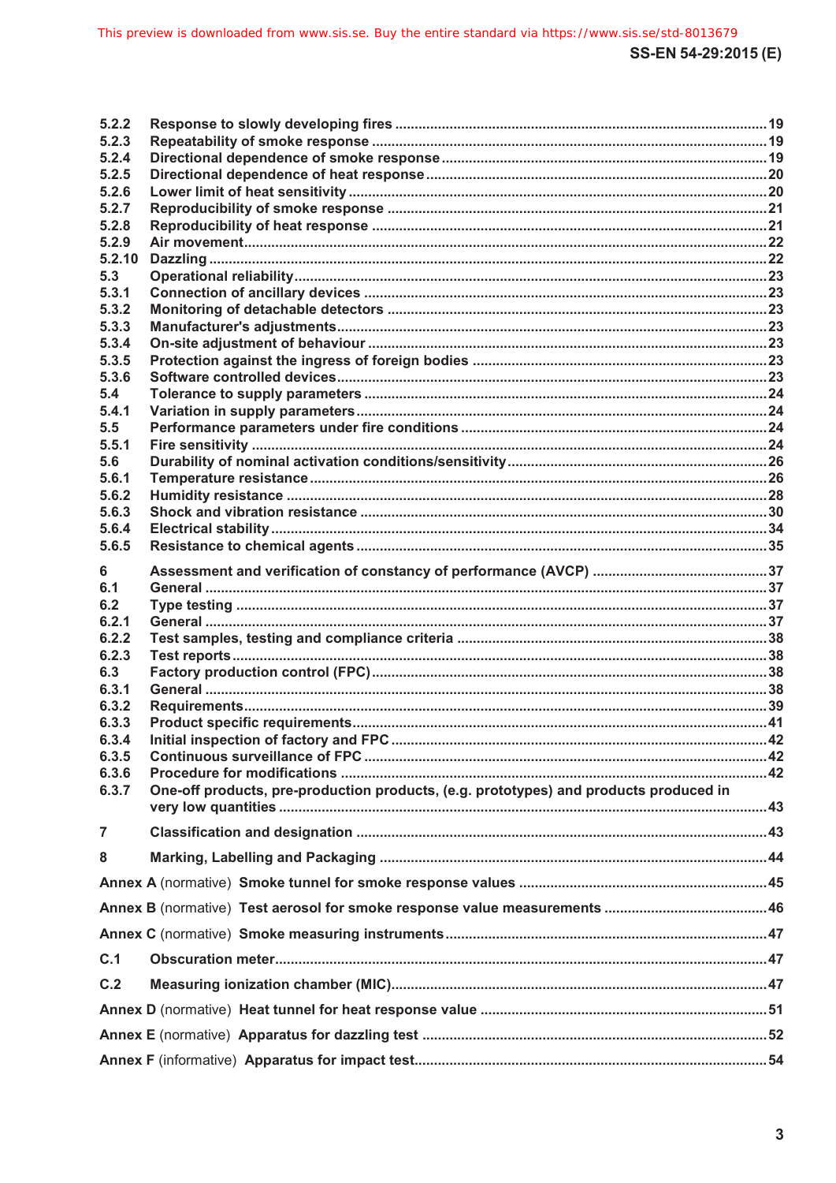5.2.2 Response to slowly developing fires ..... 19
5.2.3 Repeatability of smoke response ..... 19
5.2.4 Directional dependence of smoke response ..... 19
5.2.5 Directional dependence of heat response ..... 20
5.2.6 Lower limit of heat sensitivity ..... 20
5.2.7 Reproducibility of smoke response ..... 21
5.2.8 Reproducibility of heat response ..... 21
5.2.9 Air movement ..... 22
5.2.10 Dazzling ..... 22
5.3 Operational reliability ..... 23
5.3.1 Connection of ancillary devices ..... 23
5.3.2 Monitoring of detachable detectors ..... 23
5.3.3 Manufacturer's adjustments ..... 23
5.3.4 On-site adjustment of behaviour ..... 23
5.3.5 Protection against the ingress of foreign bodies ..... 23
5.3.6 Software controlled devices ..... 23
5.4 Tolerance to supply parameters ..... 24
5.4.1 Variation in supply parameters ..... 24
5.5 Performance parameters under fire conditions ..... 24
5.5.1 Fire sensitivity ..... 24
5.6 Durability of nominal activation conditions/sensitivity ..... 26
5.6.1 Temperature resistance ..... 26
5.6.2 Humidity resistance ..... 28
5.6.3 Shock and vibration resistance ..... 30
5.6.4 Electrical stability ..... 34
5.6.5 Resistance to chemical agents ..... 35

6 Assessment and verification of constancy of performance (AVCP) ..... 37
6.1 General ..... 37
6.2 Type testing ..... 37
6.2.1 General ..... 37
6.2.2 Test samples, testing and compliance criteria ..... 38
6.2.3 Test reports ..... 38
6.3 Factory production control (FPC) ..... 38
6.3.1 General ..... 38
6.3.2 Requirements ..... 39
6.3.3 Product specific requirements ..... 41
6.3.4 Initial inspection of factory and FPC ..... 42
6.3.5 Continuous surveillance of FPC ..... 42
6.3.6 Procedure for modifications ..... 42
6.3.7 One-off products, pre-production products, (e.g. prototypes) and products produced in very low quantities ..... 43

7 Classification and designation ..... 43

8 Marking, Labelling and Packaging ..... 44

Annex A (normative) Smoke tunnel for smoke response values ..... 45

Annex B (normative) Test aerosol for smoke response value measurements ..... 46

Annex C (normative) Smoke measuring instruments ..... 47

C.1 Obscuration meter ..... 47

C.2 Measuring ionization chamber (MIC) ..... 47

Annex D (normative) Heat tunnel for heat response value ..... 51

Annex E (normative) Apparatus for dazzling test ..... 52

Annex F (informative) Apparatus for impact test ..... 54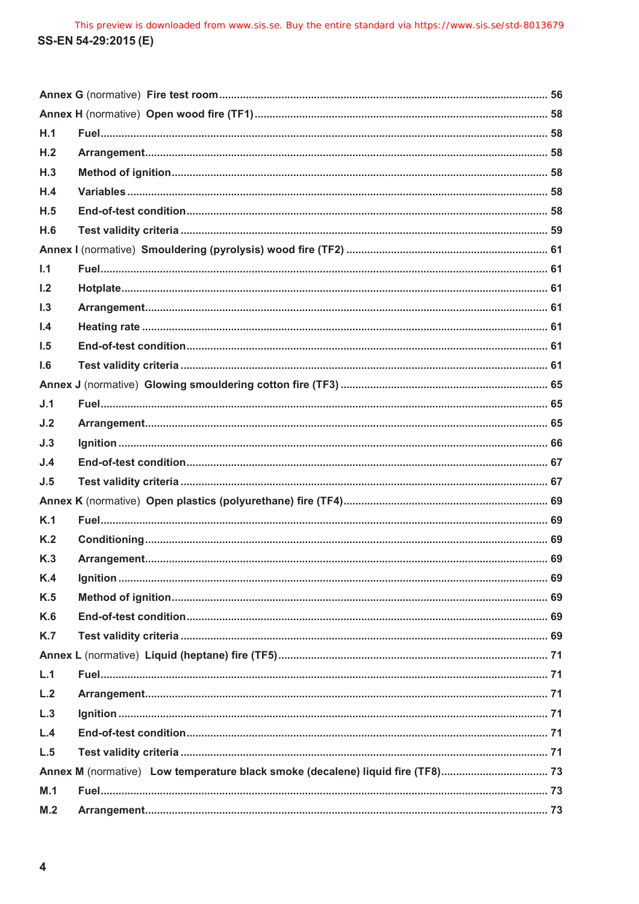Annex G (normative) Fire test room ............................................................................................. 56

Annex H (normative) Open wood fire (TF1) ................................................................................. 58

H.1 Fuel ........................................................................................................................................ 58

H.2 Arrangement ......................................................................................................................... 58

H.3 Method of ignition ................................................................................................................ 58

H.4 Variables ............................................................................................................................... 58

H.5 End-of-test condition ........................................................................................................... 58

H.6 Test validity criteria ............................................................................................................. 59

Annex I (normative) Smouldering (pyrolysis) wood fire (TF2) .................................................. 61

I.1 Fuel ........................................................................................................................................ 61

I.2 Hotplate .................................................................................................................................. 61

I.3 Arrangement .......................................................................................................................... 61

I.4 Heating rate ........................................................................................................................... 61

I.5 End-of-test condition ............................................................................................................ 61

I.6 Test validity criteria .............................................................................................................. 61

Annex J (normative) Glowing smouldering cotton fire (TF3) ..................................................... 65

J.1 Fuel ........................................................................................................................................ 65

J.2 Arrangement .......................................................................................................................... 65

J.3 Ignition ................................................................................................................................... 66

J.4 End-of-test condition ............................................................................................................ 67

J.5 Test validity criteria .............................................................................................................. 67

Annex K (normative) Open plastics (polyurethane) fire (TF4) ................................................... 69

K.1 Fuel ........................................................................................................................................ 69

K.2 Conditioning .......................................................................................................................... 69

K.3 Arrangement .......................................................................................................................... 69

K.4 Ignition ................................................................................................................................... 69

K.5 Method of ignition ................................................................................................................ 69

K.6 End-of-test condition ............................................................................................................ 69

K.7 Test validity criteria .............................................................................................................. 69

Annex L (normative) Liquid (heptane) fire (TF5) ......................................................................... 71

L.1 Fuel ........................................................................................................................................ 71

L.2 Arrangement .......................................................................................................................... 71

L.3 Ignition ................................................................................................................................... 71

L.4 End-of-test condition ............................................................................................................ 71

L.5 Test validity criteria .............................................................................................................. 71

Annex M (normative) Low temperature black smoke (decalene) liquid fire (TF8) .................... 73

M.1 Fuel ........................................................................................................................................ 73

M.2 Arrangement ......................................................................................................................... 73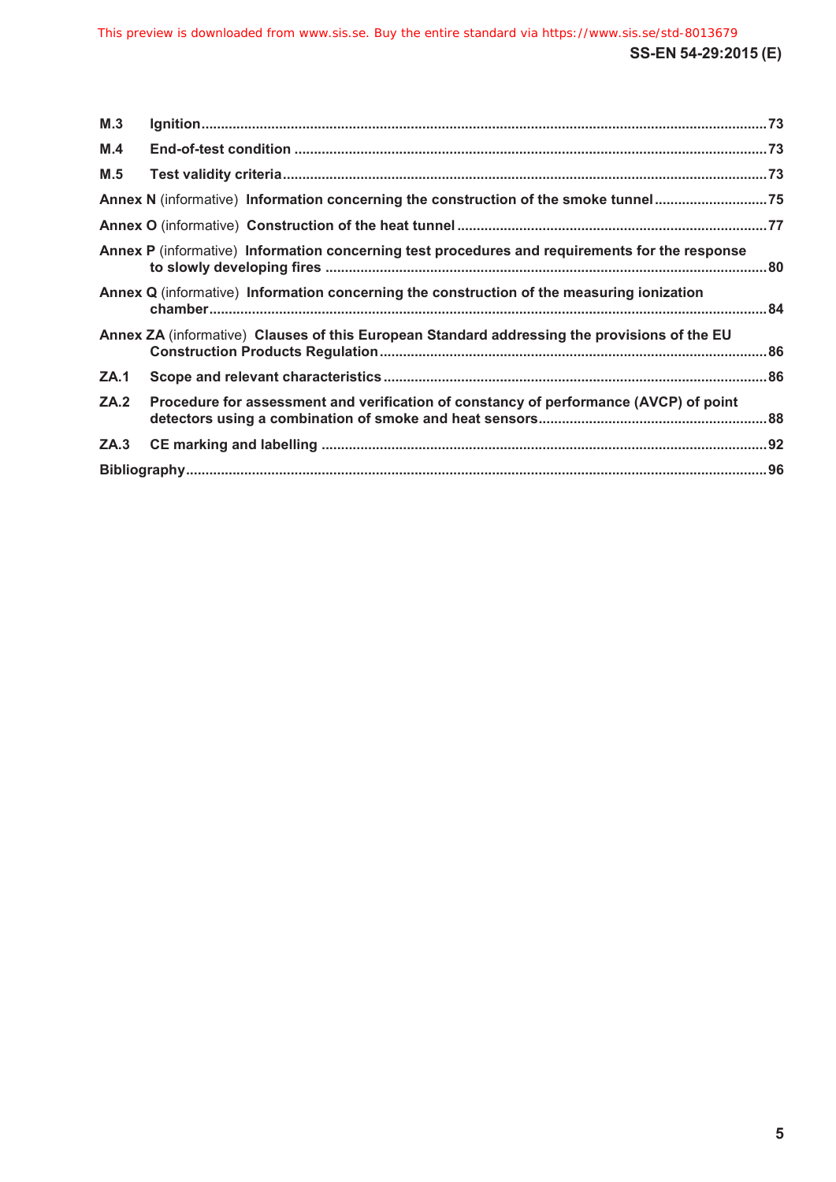| | | |
|---|---|---|
| **M.3** | **Ignition** | **73** |
| **M.4** | **End-of-test condition** | **73** |
| **M.5** | **Test validity criteria** | **73** |
| **Annex N** (informative) **Information concerning the construction of the smoke tunnel** | | **75** |
| **Annex O** (informative) **Construction of the heat tunnel** | | **77** |
| **Annex P** (informative) **Information concerning test procedures and requirements for the response to slowly developing fires** | | **80** |
| **Annex Q** (informative) **Information concerning the construction of the measuring ionization chamber** | | **84** |
| **Annex ZA** (informative) **Clauses of this European Standard addressing the provisions of the EU Construction Products Regulation** | | **86** |
| **ZA.1** | **Scope and relevant characteristics** | **86** |
| **ZA.2** | **Procedure for assessment and verification of constancy of performance (AVCP) of point detectors using a combination of smoke and heat sensors** | **88** |
| **ZA.3** | **CE marking and labelling** | **92** |
| **Bibliography** | | **96** |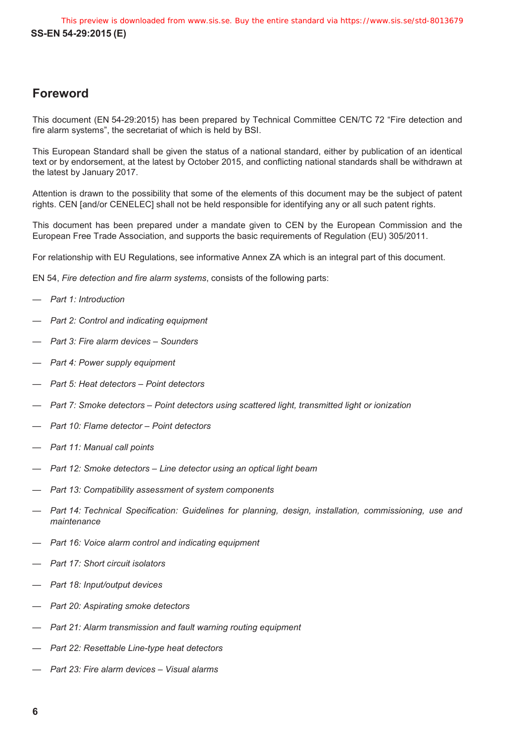# Foreword

This document (EN 54-29:2015) has been prepared by Technical Committee CEN/TC 72 “Fire detection and fire alarm systems”, the secretariat of which is held by BSI.

This European Standard shall be given the status of a national standard, either by publication of an identical text or by endorsement, at the latest by October 2015, and conflicting national standards shall be withdrawn at the latest by January 2017.

Attention is drawn to the possibility that some of the elements of this document may be the subject of patent rights. CEN [and/or CENELEC] shall not be held responsible for identifying any or all such patent rights.

This document has been prepared under a mandate given to CEN by the European Commission and the European Free Trade Association, and supports the basic requirements of Regulation (EU) 305/2011.

For relationship with EU Regulations, see informative Annex ZA which is an integral part of this document.

EN 54, *Fire detection and fire alarm systems*, consists of the following parts:

— *Part 1: Introduction*

— *Part 2: Control and indicating equipment*

— *Part 3: Fire alarm devices – Sounders*

— *Part 4: Power supply equipment*

— *Part 5: Heat detectors – Point detectors*

— *Part 7: Smoke detectors – Point detectors using scattered light, transmitted light or ionization*

— *Part 10: Flame detector – Point detectors*

— *Part 11: Manual call points*

— *Part 12: Smoke detectors – Line detector using an optical light beam*

— *Part 13: Compatibility assessment of system components*

— *Part 14: Technical Specification: Guidelines for planning, design, installation, commissioning, use and maintenance*

— *Part 16: Voice alarm control and indicating equipment*

— *Part 17: Short circuit isolators*

— *Part 18: Input/output devices*

— *Part 20: Aspirating smoke detectors*

— *Part 21: Alarm transmission and fault warning routing equipment*

— *Part 22: Resettable Line-type heat detectors*

— *Part 23: Fire alarm devices – Visual alarms*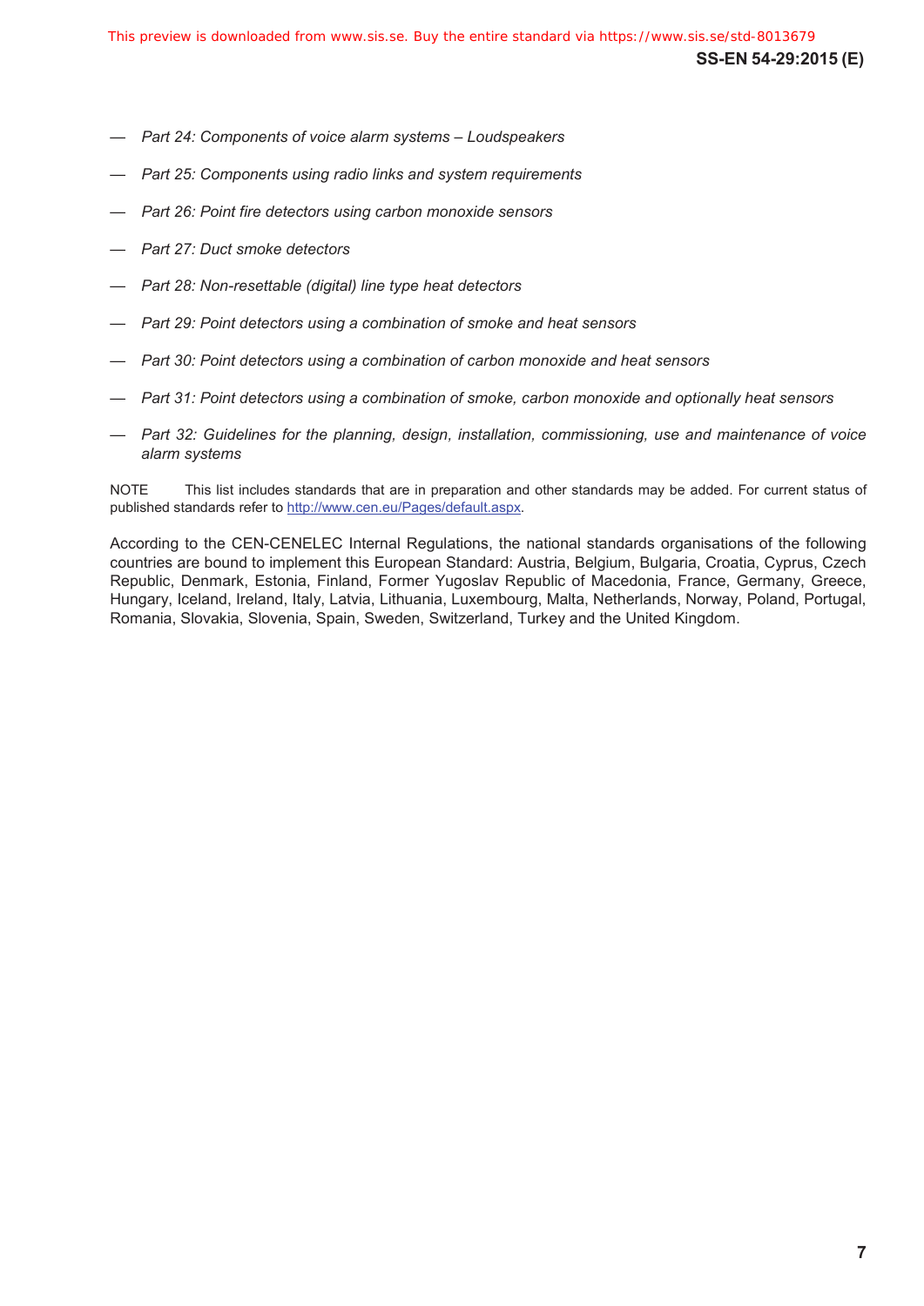- *Part 24: Components of voice alarm systems – Loudspeakers*
- *Part 25: Components using radio links and system requirements*
- *Part 26: Point fire detectors using carbon monoxide sensors*
- *Part 27: Duct smoke detectors*
- *Part 28: Non-resettable (digital) line type heat detectors*
- *Part 29: Point detectors using a combination of smoke and heat sensors*
- *Part 30: Point detectors using a combination of carbon monoxide and heat sensors*
- *Part 31: Point detectors using a combination of smoke, carbon monoxide and optionally heat sensors*
- *Part 32: Guidelines for the planning, design, installation, commissioning, use and maintenance of voice alarm systems*

NOTE This list includes standards that are in preparation and other standards may be added. For current status of published standards refer to http://www.cen.eu/Pages/default.aspx.

According to the CEN-CENELEC Internal Regulations, the national standards organisations of the following countries are bound to implement this European Standard: Austria, Belgium, Bulgaria, Croatia, Cyprus, Czech Republic, Denmark, Estonia, Finland, Former Yugoslav Republic of Macedonia, France, Germany, Greece, Hungary, Iceland, Ireland, Italy, Latvia, Lithuania, Luxembourg, Malta, Netherlands, Norway, Poland, Portugal, Romania, Slovakia, Slovenia, Spain, Sweden, Switzerland, Turkey and the United Kingdom.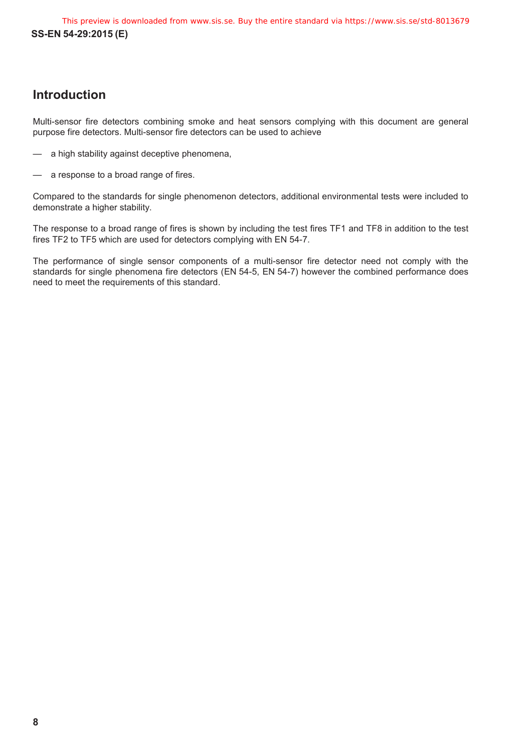# Introduction

Multi-sensor fire detectors combining smoke and heat sensors complying with this document are general purpose fire detectors. Multi-sensor fire detectors can be used to achieve

— a high stability against deceptive phenomena,

— a response to a broad range of fires.

Compared to the standards for single phenomenon detectors, additional environmental tests were included to demonstrate a higher stability.

The response to a broad range of fires is shown by including the test fires TF1 and TF8 in addition to the test fires TF2 to TF5 which are used for detectors complying with EN 54-7.

The performance of single sensor components of a multi-sensor fire detector need not comply with the standards for single phenomena fire detectors (EN 54-5, EN 54-7) however the combined performance does need to meet the requirements of this standard.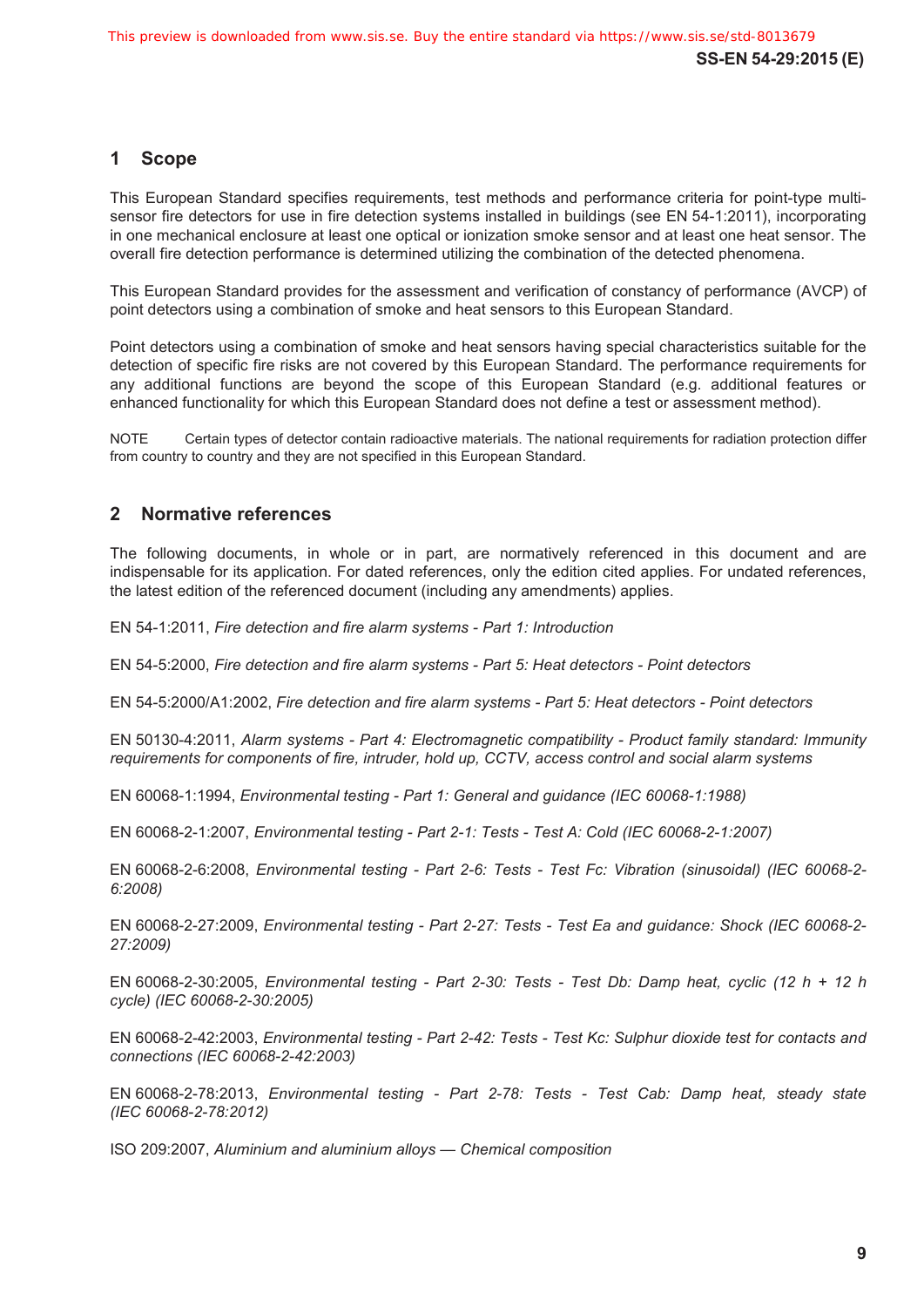## 1 Scope

This European Standard specifies requirements, test methods and performance criteria for point-type multi-sensor fire detectors for use in fire detection systems installed in buildings (see EN 54-1:2011), incorporating in one mechanical enclosure at least one optical or ionization smoke sensor and at least one heat sensor. The overall fire detection performance is determined utilizing the combination of the detected phenomena.

This European Standard provides for the assessment and verification of constancy of performance (AVCP) of point detectors using a combination of smoke and heat sensors to this European Standard.

Point detectors using a combination of smoke and heat sensors having special characteristics suitable for the detection of specific fire risks are not covered by this European Standard. The performance requirements for any additional functions are beyond the scope of this European Standard (e.g. additional features or enhanced functionality for which this European Standard does not define a test or assessment method).

NOTE Certain types of detector contain radioactive materials. The national requirements for radiation protection differ from country to country and they are not specified in this European Standard.

## 2 Normative references

The following documents, in whole or in part, are normatively referenced in this document and are indispensable for its application. For dated references, only the edition cited applies. For undated references, the latest edition of the referenced document (including any amendments) applies.

EN 54-1:2011, *Fire detection and fire alarm systems - Part 1: Introduction*

EN 54-5:2000, *Fire detection and fire alarm systems - Part 5: Heat detectors - Point detectors*

EN 54-5:2000/A1:2002, *Fire detection and fire alarm systems - Part 5: Heat detectors - Point detectors*

EN 50130-4:2011, *Alarm systems - Part 4: Electromagnetic compatibility - Product family standard: Immunity requirements for components of fire, intruder, hold up, CCTV, access control and social alarm systems*

EN 60068-1:1994, *Environmental testing - Part 1: General and guidance (IEC 60068-1:1988)*

EN 60068-2-1:2007, *Environmental testing - Part 2-1: Tests - Test A: Cold (IEC 60068-2-1:2007)*

EN 60068-2-6:2008, *Environmental testing - Part 2-6: Tests - Test Fc: Vibration (sinusoidal) (IEC 60068-2-6:2008)*

EN 60068-2-27:2009, *Environmental testing - Part 2-27: Tests - Test Ea and guidance: Shock (IEC 60068-2-27:2009)*

EN 60068-2-30:2005, *Environmental testing - Part 2-30: Tests - Test Db: Damp heat, cyclic (12 h + 12 h cycle) (IEC 60068-2-30:2005)*

EN 60068-2-42:2003, *Environmental testing - Part 2-42: Tests - Test Kc: Sulphur dioxide test for contacts and connections (IEC 60068-2-42:2003)*

EN 60068-2-78:2013, *Environmental testing - Part 2-78: Tests - Test Cab: Damp heat, steady state (IEC 60068-2-78:2012)*

ISO 209:2007, *Aluminium and aluminium alloys — Chemical composition*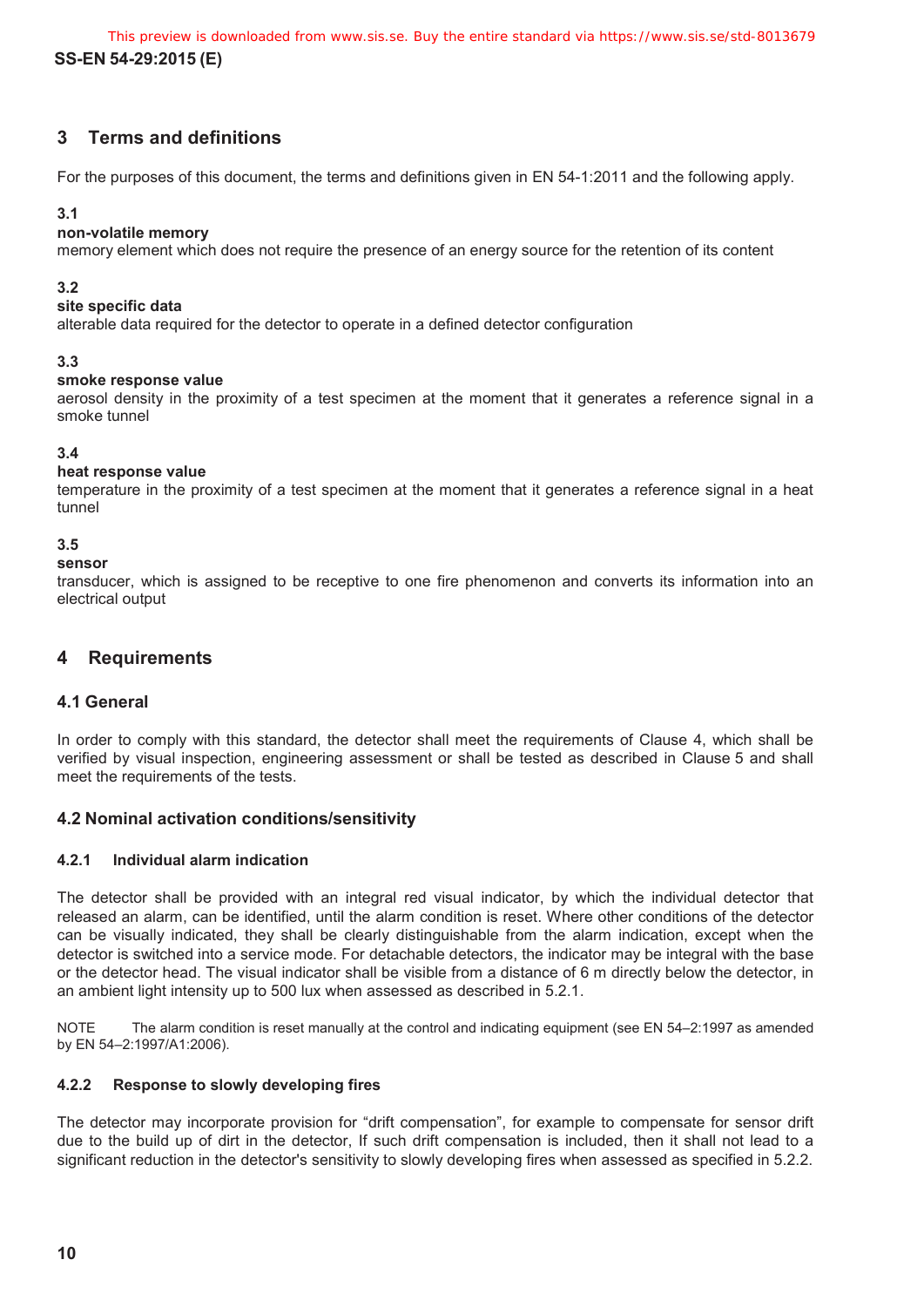## 3 Terms and definitions

For the purposes of this document, the terms and definitions given in EN 54-1:2011 and the following apply.

**3.1**

**non-volatile memory**

memory element which does not require the presence of an energy source for the retention of its content

**3.2**

**site specific data**

alterable data required for the detector to operate in a defined detector configuration

**3.3**

**smoke response value**

aerosol density in the proximity of a test specimen at the moment that it generates a reference signal in a smoke tunnel

**3.4**

**heat response value**

temperature in the proximity of a test specimen at the moment that it generates a reference signal in a heat tunnel

**3.5**

**sensor**

transducer, which is assigned to be receptive to one fire phenomenon and converts its information into an electrical output

## 4 Requirements

### 4.1 General

In order to comply with this standard, the detector shall meet the requirements of Clause 4, which shall be verified by visual inspection, engineering assessment or shall be tested as described in Clause 5 and shall meet the requirements of the tests.

### 4.2 Nominal activation conditions/sensitivity

#### 4.2.1 Individual alarm indication

The detector shall be provided with an integral red visual indicator, by which the individual detector that released an alarm, can be identified, until the alarm condition is reset. Where other conditions of the detector can be visually indicated, they shall be clearly distinguishable from the alarm indication, except when the detector is switched into a service mode. For detachable detectors, the indicator may be integral with the base or the detector head. The visual indicator shall be visible from a distance of 6 m directly below the detector, in an ambient light intensity up to 500 lux when assessed as described in 5.2.1.

NOTE The alarm condition is reset manually at the control and indicating equipment (see EN 54–2:1997 as amended by EN 54–2:1997/A1:2006).

#### 4.2.2 Response to slowly developing fires

The detector may incorporate provision for “drift compensation”, for example to compensate for sensor drift due to the build up of dirt in the detector, If such drift compensation is included, then it shall not lead to a significant reduction in the detector's sensitivity to slowly developing fires when assessed as specified in 5.2.2.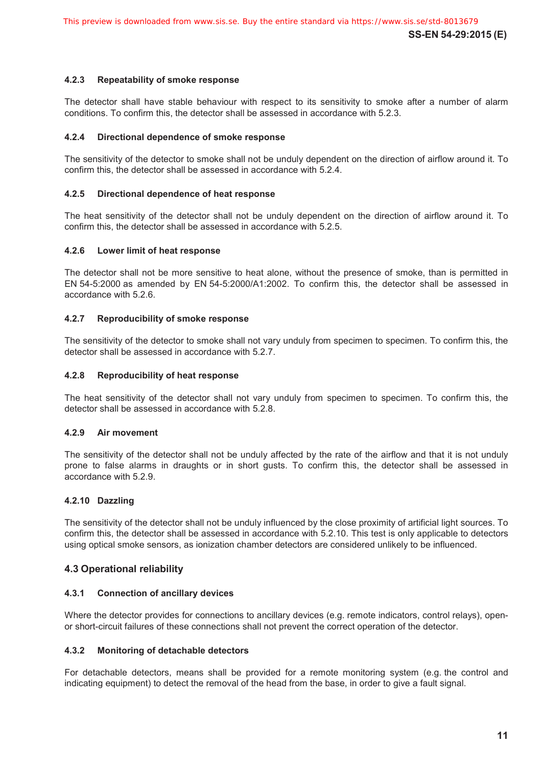#### 4.2.3 Repeatability of smoke response

The detector shall have stable behaviour with respect to its sensitivity to smoke after a number of alarm conditions. To confirm this, the detector shall be assessed in accordance with 5.2.3.

#### 4.2.4 Directional dependence of smoke response

The sensitivity of the detector to smoke shall not be unduly dependent on the direction of airflow around it. To confirm this, the detector shall be assessed in accordance with 5.2.4.

#### 4.2.5 Directional dependence of heat response

The heat sensitivity of the detector shall not be unduly dependent on the direction of airflow around it. To confirm this, the detector shall be assessed in accordance with 5.2.5.

#### 4.2.6 Lower limit of heat response

The detector shall not be more sensitive to heat alone, without the presence of smoke, than is permitted in EN 54-5:2000 as amended by EN 54-5:2000/A1:2002. To confirm this, the detector shall be assessed in accordance with 5.2.6.

#### 4.2.7 Reproducibility of smoke response

The sensitivity of the detector to smoke shall not vary unduly from specimen to specimen. To confirm this, the detector shall be assessed in accordance with 5.2.7.

#### 4.2.8 Reproducibility of heat response

The heat sensitivity of the detector shall not vary unduly from specimen to specimen. To confirm this, the detector shall be assessed in accordance with 5.2.8.

#### 4.2.9 Air movement

The sensitivity of the detector shall not be unduly affected by the rate of the airflow and that it is not unduly prone to false alarms in draughts or in short gusts. To confirm this, the detector shall be assessed in accordance with 5.2.9.

#### 4.2.10 Dazzling

The sensitivity of the detector shall not be unduly influenced by the close proximity of artificial light sources. To confirm this, the detector shall be assessed in accordance with 5.2.10. This test is only applicable to detectors using optical smoke sensors, as ionization chamber detectors are considered unlikely to be influenced.

### 4.3 Operational reliability

#### 4.3.1 Connection of ancillary devices

Where the detector provides for connections to ancillary devices (e.g. remote indicators, control relays), open- or short-circuit failures of these connections shall not prevent the correct operation of the detector.

#### 4.3.2 Monitoring of detachable detectors

For detachable detectors, means shall be provided for a remote monitoring system (e.g. the control and indicating equipment) to detect the removal of the head from the base, in order to give a fault signal.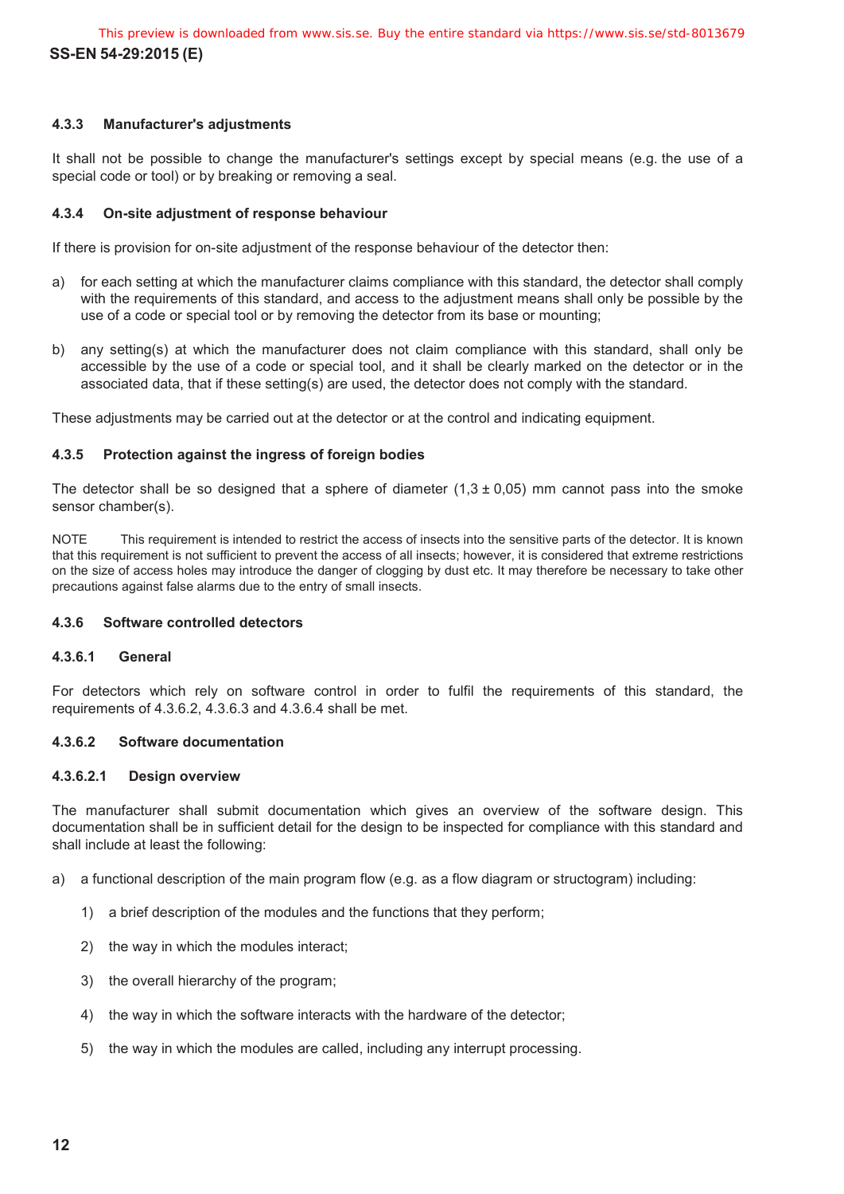#### 4.3.3 Manufacturer's adjustments

It shall not be possible to change the manufacturer's settings except by special means (e.g. the use of a special code or tool) or by breaking or removing a seal.

#### 4.3.4 On-site adjustment of response behaviour

If there is provision for on-site adjustment of the response behaviour of the detector then:

a) for each setting at which the manufacturer claims compliance with this standard, the detector shall comply with the requirements of this standard, and access to the adjustment means shall only be possible by the use of a code or special tool or by removing the detector from its base or mounting;

b) any setting(s) at which the manufacturer does not claim compliance with this standard, shall only be accessible by the use of a code or special tool, and it shall be clearly marked on the detector or in the associated data, that if these setting(s) are used, the detector does not comply with the standard.

These adjustments may be carried out at the detector or at the control and indicating equipment.

#### 4.3.5 Protection against the ingress of foreign bodies

The detector shall be so designed that a sphere of diameter (1,3 ± 0,05) mm cannot pass into the smoke sensor chamber(s).

NOTE This requirement is intended to restrict the access of insects into the sensitive parts of the detector. It is known that this requirement is not sufficient to prevent the access of all insects; however, it is considered that extreme restrictions on the size of access holes may introduce the danger of clogging by dust etc. It may therefore be necessary to take other precautions against false alarms due to the entry of small insects.

#### 4.3.6 Software controlled detectors

##### 4.3.6.1 General

For detectors which rely on software control in order to fulfil the requirements of this standard, the requirements of 4.3.6.2, 4.3.6.3 and 4.3.6.4 shall be met.

##### 4.3.6.2 Software documentation

###### 4.3.6.2.1 Design overview

The manufacturer shall submit documentation which gives an overview of the software design. This documentation shall be in sufficient detail for the design to be inspected for compliance with this standard and shall include at least the following:

a) a functional description of the main program flow (e.g. as a flow diagram or structogram) including:

   1) a brief description of the modules and the functions that they perform;

   2) the way in which the modules interact;

   3) the overall hierarchy of the program;

   4) the way in which the software interacts with the hardware of the detector;

   5) the way in which the modules are called, including any interrupt processing.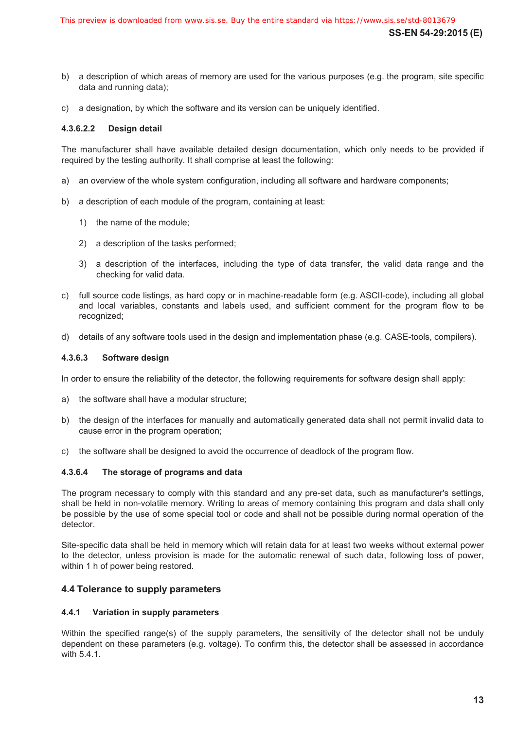b) a description of which areas of memory are used for the various purposes (e.g. the program, site specific data and running data);

c) a designation, by which the software and its version can be uniquely identified.

#### 4.3.6.2.2 Design detail

The manufacturer shall have available detailed design documentation, which only needs to be provided if required by the testing authority. It shall comprise at least the following:

a) an overview of the whole system configuration, including all software and hardware components;

b) a description of each module of the program, containing at least:

   1) the name of the module;

   2) a description of the tasks performed;

   3) a description of the interfaces, including the type of data transfer, the valid data range and the checking for valid data.

c) full source code listings, as hard copy or in machine-readable form (e.g. ASCII-code), including all global and local variables, constants and labels used, and sufficient comment for the program flow to be recognized;

d) details of any software tools used in the design and implementation phase (e.g. CASE-tools, compilers).

#### 4.3.6.3 Software design

In order to ensure the reliability of the detector, the following requirements for software design shall apply:

a) the software shall have a modular structure;

b) the design of the interfaces for manually and automatically generated data shall not permit invalid data to cause error in the program operation;

c) the software shall be designed to avoid the occurrence of deadlock of the program flow.

#### 4.3.6.4 The storage of programs and data

The program necessary to comply with this standard and any pre-set data, such as manufacturer's settings, shall be held in non-volatile memory. Writing to areas of memory containing this program and data shall only be possible by the use of some special tool or code and shall not be possible during normal operation of the detector.

Site-specific data shall be held in memory which will retain data for at least two weeks without external power to the detector, unless provision is made for the automatic renewal of such data, following loss of power, within 1 h of power being restored.

## 4.4 Tolerance to supply parameters

### 4.4.1 Variation in supply parameters

Within the specified range(s) of the supply parameters, the sensitivity of the detector shall not be unduly dependent on these parameters (e.g. voltage). To confirm this, the detector shall be assessed in accordance with 5.4.1.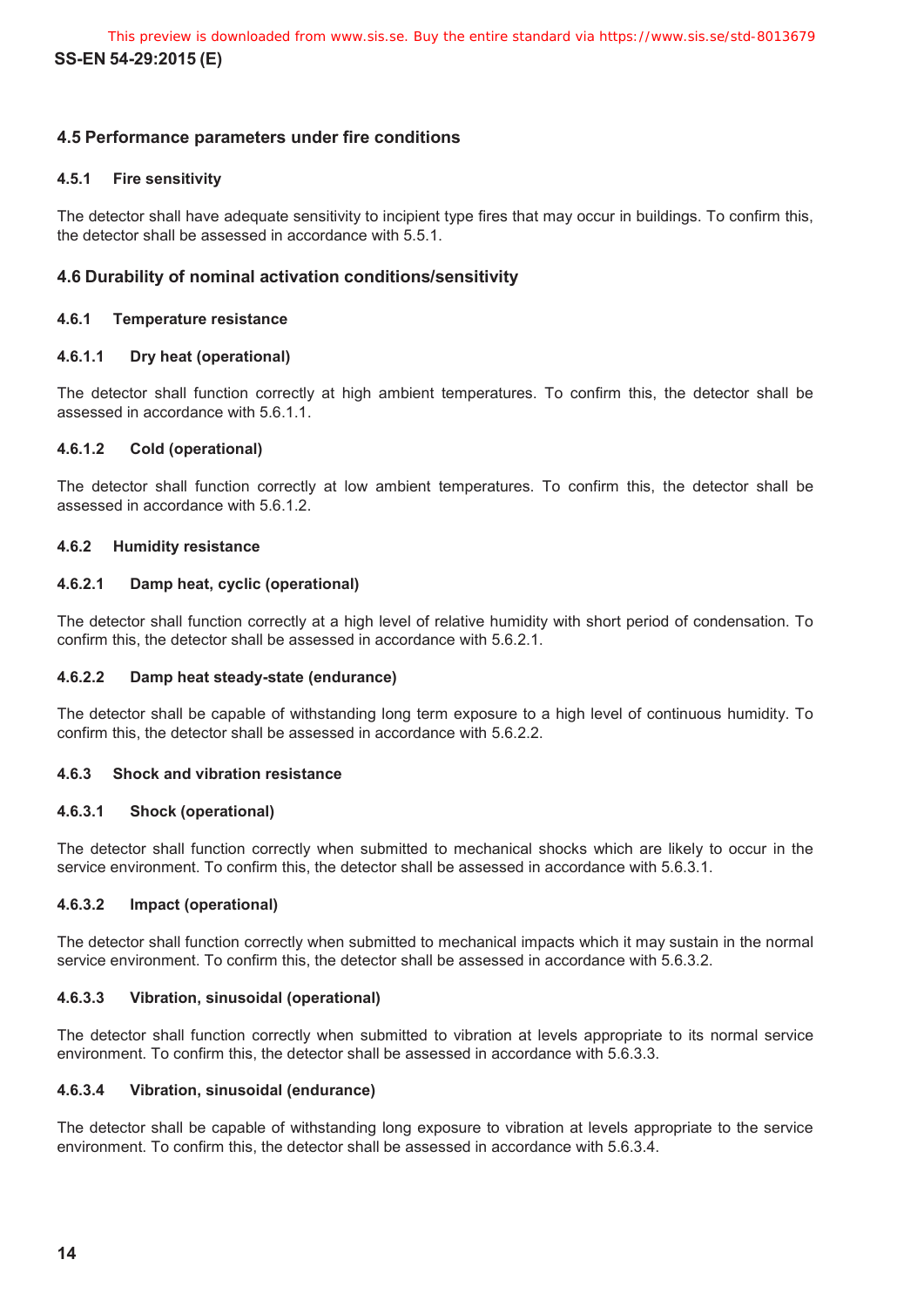## 4.5 Performance parameters under fire conditions

### 4.5.1 Fire sensitivity

The detector shall have adequate sensitivity to incipient type fires that may occur in buildings. To confirm this, the detector shall be assessed in accordance with 5.5.1.

## 4.6 Durability of nominal activation conditions/sensitivity

### 4.6.1 Temperature resistance

#### 4.6.1.1 Dry heat (operational)

The detector shall function correctly at high ambient temperatures. To confirm this, the detector shall be assessed in accordance with 5.6.1.1.

#### 4.6.1.2 Cold (operational)

The detector shall function correctly at low ambient temperatures. To confirm this, the detector shall be assessed in accordance with 5.6.1.2.

### 4.6.2 Humidity resistance

#### 4.6.2.1 Damp heat, cyclic (operational)

The detector shall function correctly at a high level of relative humidity with short period of condensation. To confirm this, the detector shall be assessed in accordance with 5.6.2.1.

#### 4.6.2.2 Damp heat steady-state (endurance)

The detector shall be capable of withstanding long term exposure to a high level of continuous humidity. To confirm this, the detector shall be assessed in accordance with 5.6.2.2.

### 4.6.3 Shock and vibration resistance

#### 4.6.3.1 Shock (operational)

The detector shall function correctly when submitted to mechanical shocks which are likely to occur in the service environment. To confirm this, the detector shall be assessed in accordance with 5.6.3.1.

#### 4.6.3.2 Impact (operational)

The detector shall function correctly when submitted to mechanical impacts which it may sustain in the normal service environment. To confirm this, the detector shall be assessed in accordance with 5.6.3.2.

#### 4.6.3.3 Vibration, sinusoidal (operational)

The detector shall function correctly when submitted to vibration at levels appropriate to its normal service environment. To confirm this, the detector shall be assessed in accordance with 5.6.3.3.

#### 4.6.3.4 Vibration, sinusoidal (endurance)

The detector shall be capable of withstanding long exposure to vibration at levels appropriate to the service environment. To confirm this, the detector shall be assessed in accordance with 5.6.3.4.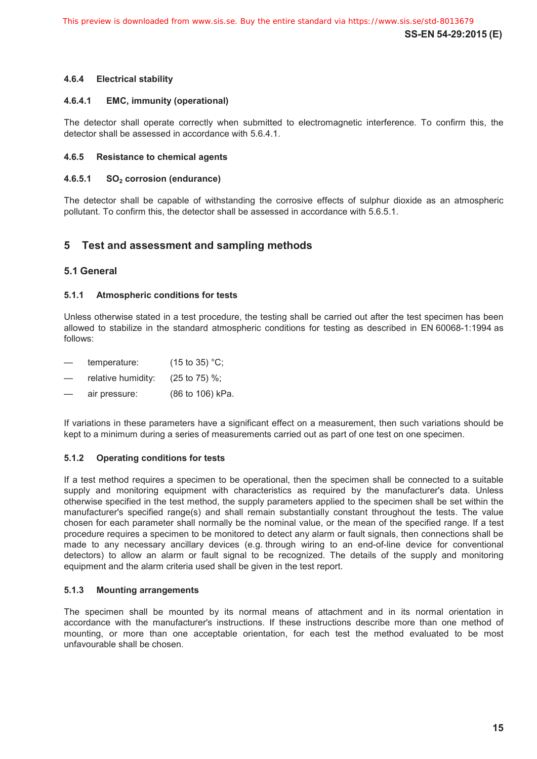### 4.6.4 Electrical stability

#### 4.6.4.1 EMC, immunity (operational)

The detector shall operate correctly when submitted to electromagnetic interference. To confirm this, the detector shall be assessed in accordance with 5.6.4.1.

### 4.6.5 Resistance to chemical agents

#### 4.6.5.1 $SO_2$ corrosion (endurance)

The detector shall be capable of withstanding the corrosive effects of sulphur dioxide as an atmospheric pollutant. To confirm this, the detector shall be assessed in accordance with 5.6.5.1.

# 5 Test and assessment and sampling methods

## 5.1 General

### 5.1.1 Atmospheric conditions for tests

Unless otherwise stated in a test procedure, the testing shall be carried out after the test specimen has been allowed to stabilize in the standard atmospheric conditions for testing as described in EN 60068-1:1994 as follows:

— temperature: (15 to 35) °C;

— relative humidity: (25 to 75) %;

— air pressure: (86 to 106) kPa.

If variations in these parameters have a significant effect on a measurement, then such variations should be kept to a minimum during a series of measurements carried out as part of one test on one specimen.

### 5.1.2 Operating conditions for tests

If a test method requires a specimen to be operational, then the specimen shall be connected to a suitable supply and monitoring equipment with characteristics as required by the manufacturer's data. Unless otherwise specified in the test method, the supply parameters applied to the specimen shall be set within the manufacturer's specified range(s) and shall remain substantially constant throughout the tests. The value chosen for each parameter shall normally be the nominal value, or the mean of the specified range. If a test procedure requires a specimen to be monitored to detect any alarm or fault signals, then connections shall be made to any necessary ancillary devices (e.g. through wiring to an end-of-line device for conventional detectors) to allow an alarm or fault signal to be recognized. The details of the supply and monitoring equipment and the alarm criteria used shall be given in the test report.

### 5.1.3 Mounting arrangements

The specimen shall be mounted by its normal means of attachment and in its normal orientation in accordance with the manufacturer's instructions. If these instructions describe more than one method of mounting, or more than one acceptable orientation, for each test the method evaluated to be most unfavourable shall be chosen.